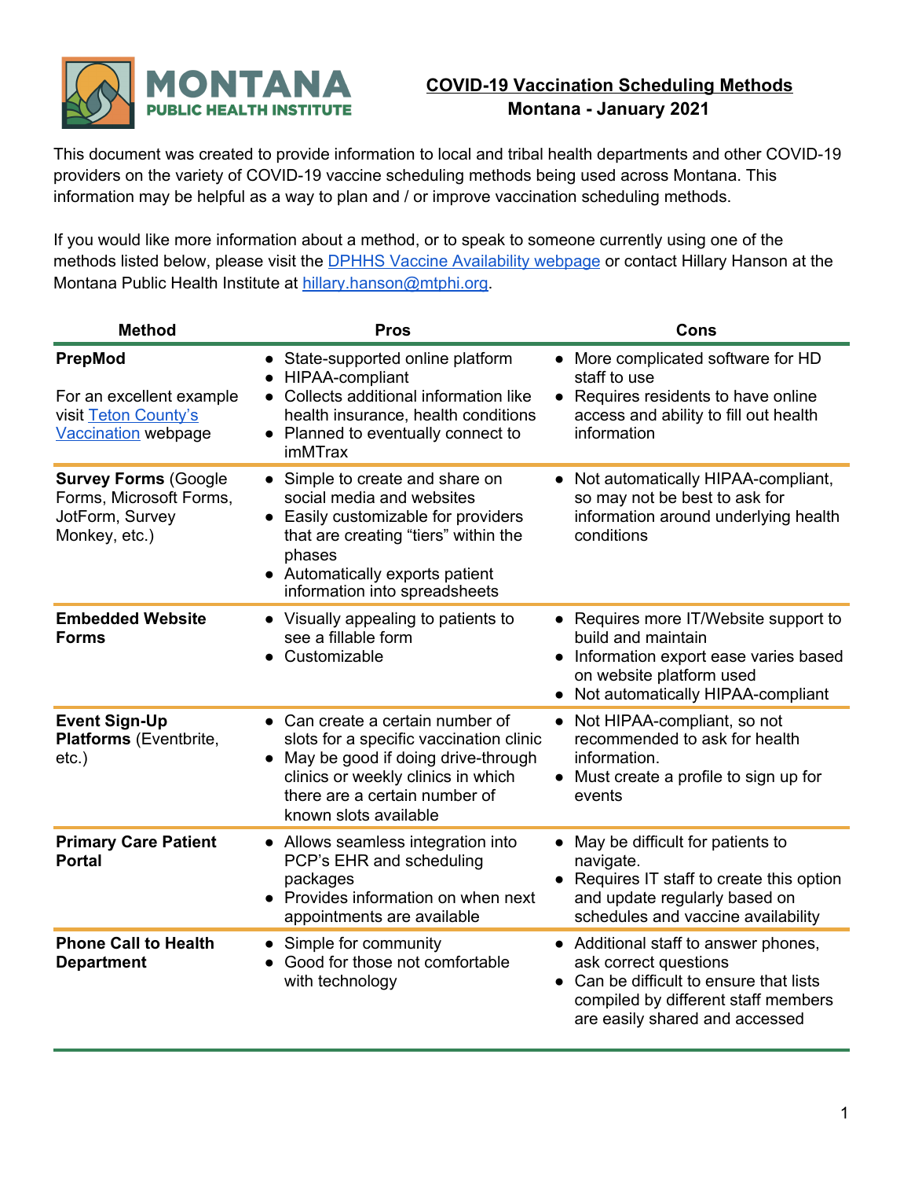MONTANA PUBLIC HEALTH INSTITUTE

# COVID-19 Vaccination Scheduling Methods

## Montana - January 2021

This document was created to provide information to local and tribal health departments and other COVID-19 providers on the variety of COVID-19 vaccine scheduling methods being used across Montana. This information may be helpful as a way to plan and / or improve vaccination scheduling methods.

If you would like more information about a method, or to speak to someone currently using one of the methods listed below, please visit the [DPHHS Vaccine Availability webpage]() or contact Hillary Hanson at the Montana Public Health Institute at [hillary.hanson@mtphi.org]().

| Method | Pros | Cons |
|---|---|---|
| **PrepMod**<br><br>For an excellent example visit [Teton County's Vaccination]() webpage | • State-supported online platform<br>• HIPAA-compliant<br>• Collects additional information like health insurance, health conditions<br>• Planned to eventually connect to imMTrax | • More complicated software for HD staff to use<br>• Requires residents to have online access and ability to fill out health information |
| **Survey Forms** (Google Forms, Microsoft Forms, JotForm, Survey Monkey, etc.) | • Simple to create and share on social media and websites<br>• Easily customizable for providers that are creating "tiers" within the phases<br>• Automatically exports patient information into spreadsheets | • Not automatically HIPAA-compliant, so may not be best to ask for information around underlying health conditions |
| **Embedded Website Forms** | • Visually appealing to patients to see a fillable form<br>• Customizable | • Requires more IT/Website support to build and maintain<br>• Information export ease varies based on website platform used<br>• Not automatically HIPAA-compliant |
| **Event Sign-Up Platforms** (Eventbrite, etc.) | • Can create a certain number of slots for a specific vaccination clinic<br>• May be good if doing drive-through clinics or weekly clinics in which there are a certain number of known slots available | • Not HIPAA-compliant, so not recommended to ask for health information.<br>• Must create a profile to sign up for events |
| **Primary Care Patient Portal** | • Allows seamless integration into PCP's EHR and scheduling packages<br>• Provides information on when next appointments are available | • May be difficult for patients to navigate.<br>• Requires IT staff to create this option and update regularly based on schedules and vaccine availability |
| **Phone Call to Health Department** | • Simple for community<br>• Good for those not comfortable with technology | • Additional staff to answer phones, ask correct questions<br>• Can be difficult to ensure that lists compiled by different staff members are easily shared and accessed |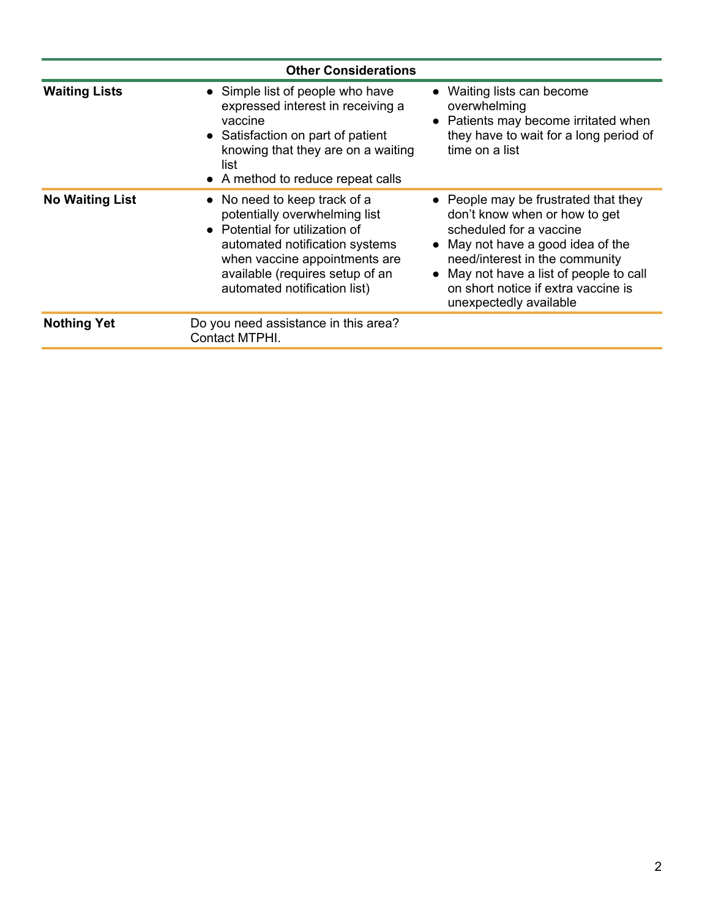| Other Considerations | | |
|---|---|---|
| **Waiting Lists** | • Simple list of people who have expressed interest in receiving a vaccine<br>• Satisfaction on part of patient knowing that they are on a waiting list<br>• A method to reduce repeat calls | • Waiting lists can become overwhelming<br>• Patients may become irritated when they have to wait for a long period of time on a list |
| **No Waiting List** | • No need to keep track of a potentially overwhelming list<br>• Potential for utilization of automated notification systems when vaccine appointments are available (requires setup of an automated notification list) | • People may be frustrated that they don't know when or how to get scheduled for a vaccine<br>• May not have a good idea of the need/interest in the community<br>• May not have a list of people to call on short notice if extra vaccine is unexpectedly available |
| **Nothing Yet** | Do you need assistance in this area? Contact MTPHI. | |